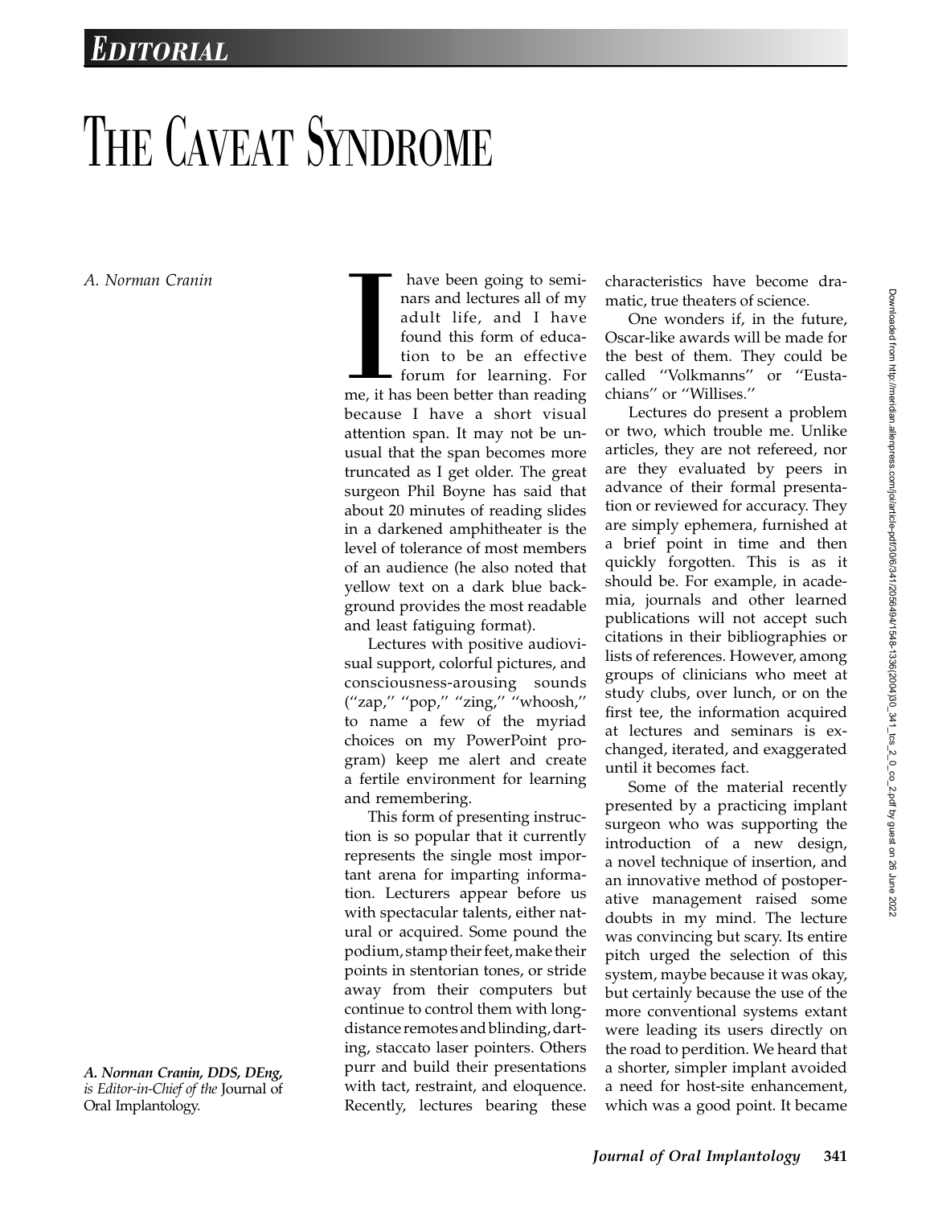# Editorial

# The Caveat Syndrome

*A. Norman Cranin*

I have been going to seminars and lectures all of my adult life, and I have found this form of education to be an effective forum for learning. For me, it has been better than reading because I have a short visual attention span. It may not be unusual that the span becomes more truncated as I get older. The great surgeon Phil Boyne has said that about 20 minutes of reading slides in a darkened amphitheater is the level of tolerance of most members of an audience (he also noted that yellow text on a dark blue background provides the most readable and least fatiguing format).

Lectures with positive audiovisual support, colorful pictures, and consciousness-arousing sounds (''zap,'' ''pop,'' ''zing,'' ''whoosh,'' to name a few of the myriad choices on my PowerPoint program) keep me alert and create a fertile environment for learning and remembering.

This form of presenting instruction is so popular that it currently represents the single most important arena for imparting information. Lecturers appear before us with spectacular talents, either natural or acquired. Some pound the podium, stamp their feet, make their points in stentorian tones, or stride away from their computers but continue to control them with long-distance remotes and blinding, darting, staccato laser pointers. Others purr and build their presentations with tact, restraint, and eloquence. Recently, lectures bearing these characteristics have become dramatic, true theaters of science.

One wonders if, in the future, Oscar-like awards will be made for the best of them. They could be called ''Volkmanns'' or ''Eustachians'' or ''Willises.''

Lectures do present a problem or two, which trouble me. Unlike articles, they are not refereed, nor are they evaluated by peers in advance of their formal presentation or reviewed for accuracy. They are simply ephemera, furnished at a brief point in time and then quickly forgotten. This is as it should be. For example, in academia, journals and other learned publications will not accept such citations in their bibliographies or lists of references. However, among groups of clinicians who meet at study clubs, over lunch, or on the first tee, the information acquired at lectures and seminars is exchanged, iterated, and exaggerated until it becomes fact.

Some of the material recently presented by a practicing implant surgeon who was supporting the introduction of a new design, a novel technique of insertion, and an innovative method of postoperative management raised some doubts in my mind. The lecture was convincing but scary. Its entire pitch urged the selection of this system, maybe because it was okay, but certainly because the use of the more conventional systems extant were leading its users directly on the road to perdition. We heard that a shorter, simpler implant avoided a need for host-site enhancement, which was a good point. It became

*A. Norman Cranin, DDS, DEng, is Editor-in-Chief of the* Journal of Oral Implantology.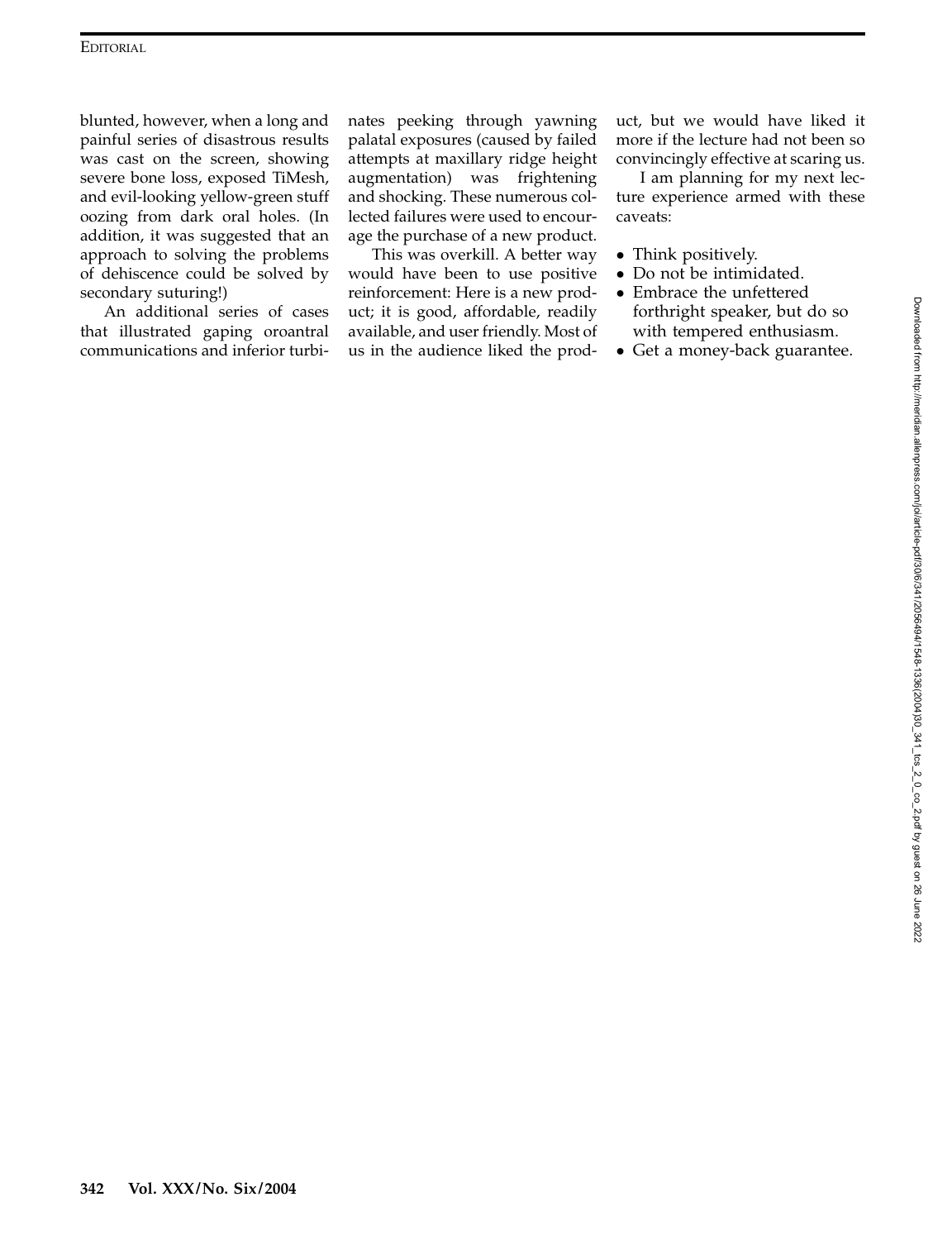blunted, however, when a long and painful series of disastrous results was cast on the screen, showing severe bone loss, exposed TiMesh, and evil-looking yellow-green stuff oozing from dark oral holes. (In addition, it was suggested that an approach to solving the problems of dehiscence could be solved by secondary suturing!)

An additional series of cases that illustrated gaping oroantral communications and inferior turbinates peeking through yawning palatal exposures (caused by failed attempts at maxillary ridge height augmentation) was frightening and shocking. These numerous collected failures were used to encourage the purchase of a new product.

This was overkill. A better way would have been to use positive reinforcement: Here is a new product; it is good, affordable, readily available, and user friendly. Most of us in the audience liked the product, but we would have liked it more if the lecture had not been so convincingly effective at scaring us.

I am planning for my next lecture experience armed with these caveats:

- Think positively.
- Do not be intimidated.
- Embrace the unfettered forthright speaker, but do so with tempered enthusiasm.
- Get a money-back guarantee.